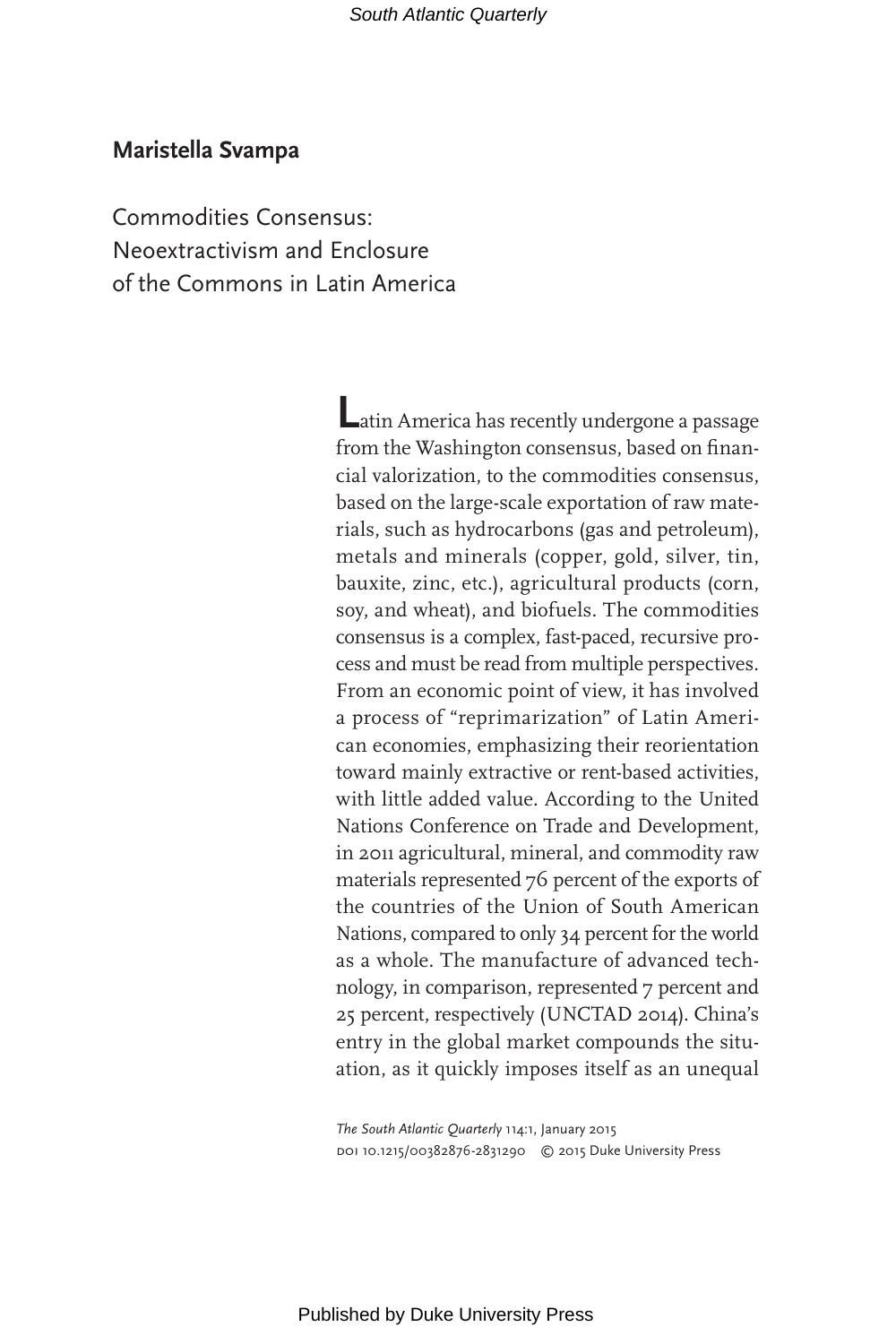**Maristella Svampa**

# Commodities Consensus: Neoextractivism and Enclosure of the Commons in Latin America

Latin America has recently undergone a passage from the Washington consensus, based on financial valorization, to the commodities consensus, based on the large-scale exportation of raw materials, such as hydrocarbons (gas and petroleum), metals and minerals (copper, gold, silver, tin, bauxite, zinc, etc.), agricultural products (corn, soy, and wheat), and biofuels. The commodities consensus is a complex, fast-paced, recursive process and must be read from multiple perspectives. From an economic point of view, it has involved a process of "reprimarization" of Latin American economies, emphasizing their reorientation toward mainly extractive or rent-based activities, with little added value. According to the United Nations Conference on Trade and Development, in 2011 agricultural, mineral, and commodity raw materials represented 76 percent of the exports of the countries of the Union of South American Nations, compared to only 34 percent for the world as a whole. The manufacture of advanced technology, in comparison, represented 7 percent and 25 percent, respectively (UNCTAD 2014). China's entry in the global market compounds the situation, as it quickly imposes itself as an unequal

*The South Atlantic Quarterly* 114:1, January 2015
DOI 10.1215/00382876-2831290 © 2015 Duke University Press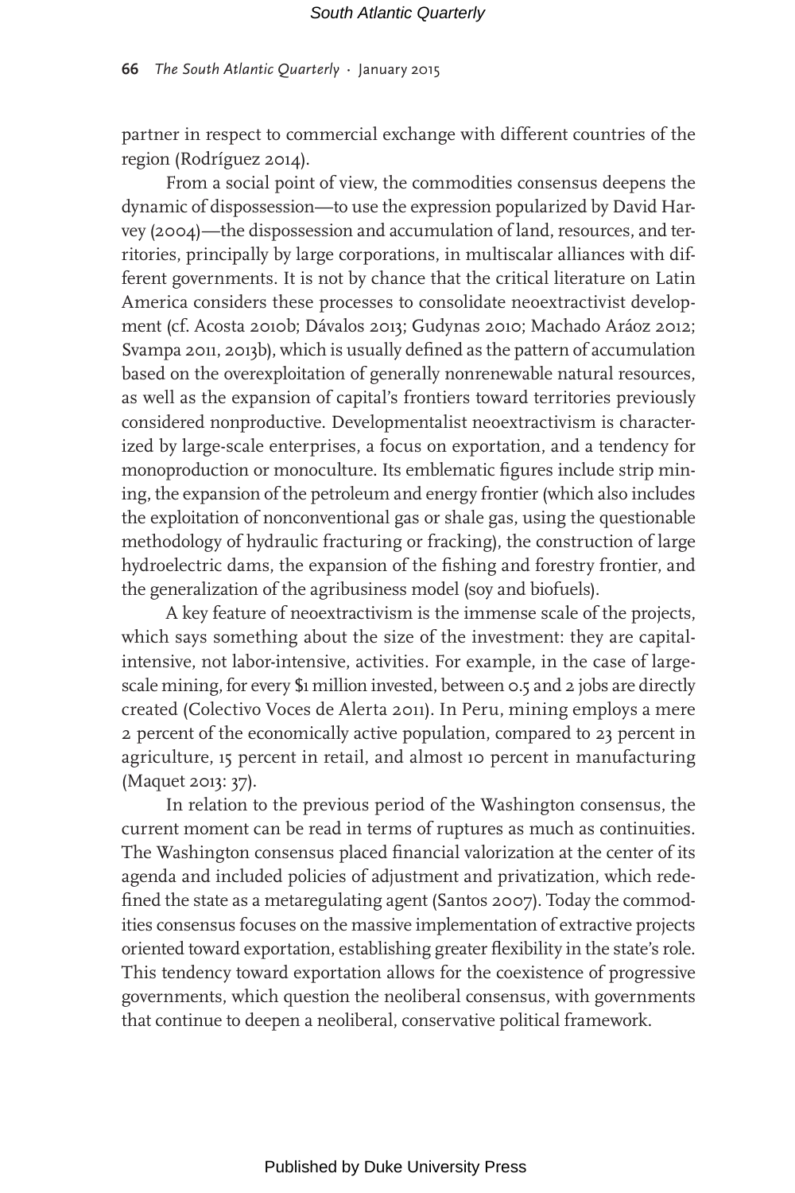partner in respect to commercial exchange with different countries of the region (Rodríguez 2014).

From a social point of view, the commodities consensus deepens the dynamic of dispossession—to use the expression popularized by David Harvey (2004)—the dispossession and accumulation of land, resources, and territories, principally by large corporations, in multiscalar alliances with different governments. It is not by chance that the critical literature on Latin America considers these processes to consolidate neoextractivist development (cf. Acosta 2010b; Dávalos 2013; Gudynas 2010; Machado Aráoz 2012; Svampa 2011, 2013b), which is usually defined as the pattern of accumulation based on the overexploitation of generally nonrenewable natural resources, as well as the expansion of capital's frontiers toward territories previously considered nonproductive. Developmentalist neoextractivism is characterized by large-scale enterprises, a focus on exportation, and a tendency for monoproduction or monoculture. Its emblematic figures include strip mining, the expansion of the petroleum and energy frontier (which also includes the exploitation of nonconventional gas or shale gas, using the questionable methodology of hydraulic fracturing or fracking), the construction of large hydroelectric dams, the expansion of the fishing and forestry frontier, and the generalization of the agribusiness model (soy and biofuels).

A key feature of neoextractivism is the immense scale of the projects, which says something about the size of the investment: they are capital-intensive, not labor-intensive, activities. For example, in the case of large-scale mining, for every $1 million invested, between 0.5 and 2 jobs are directly created (Colectivo Voces de Alerta 2011). In Peru, mining employs a mere 2 percent of the economically active population, compared to 23 percent in agriculture, 15 percent in retail, and almost 10 percent in manufacturing (Maquet 2013: 37).

In relation to the previous period of the Washington consensus, the current moment can be read in terms of ruptures as much as continuities. The Washington consensus placed financial valorization at the center of its agenda and included policies of adjustment and privatization, which redefined the state as a metaregulating agent (Santos 2007). Today the commodities consensus focuses on the massive implementation of extractive projects oriented toward exportation, establishing greater flexibility in the state's role. This tendency toward exportation allows for the coexistence of progressive governments, which question the neoliberal consensus, with governments that continue to deepen a neoliberal, conservative political framework.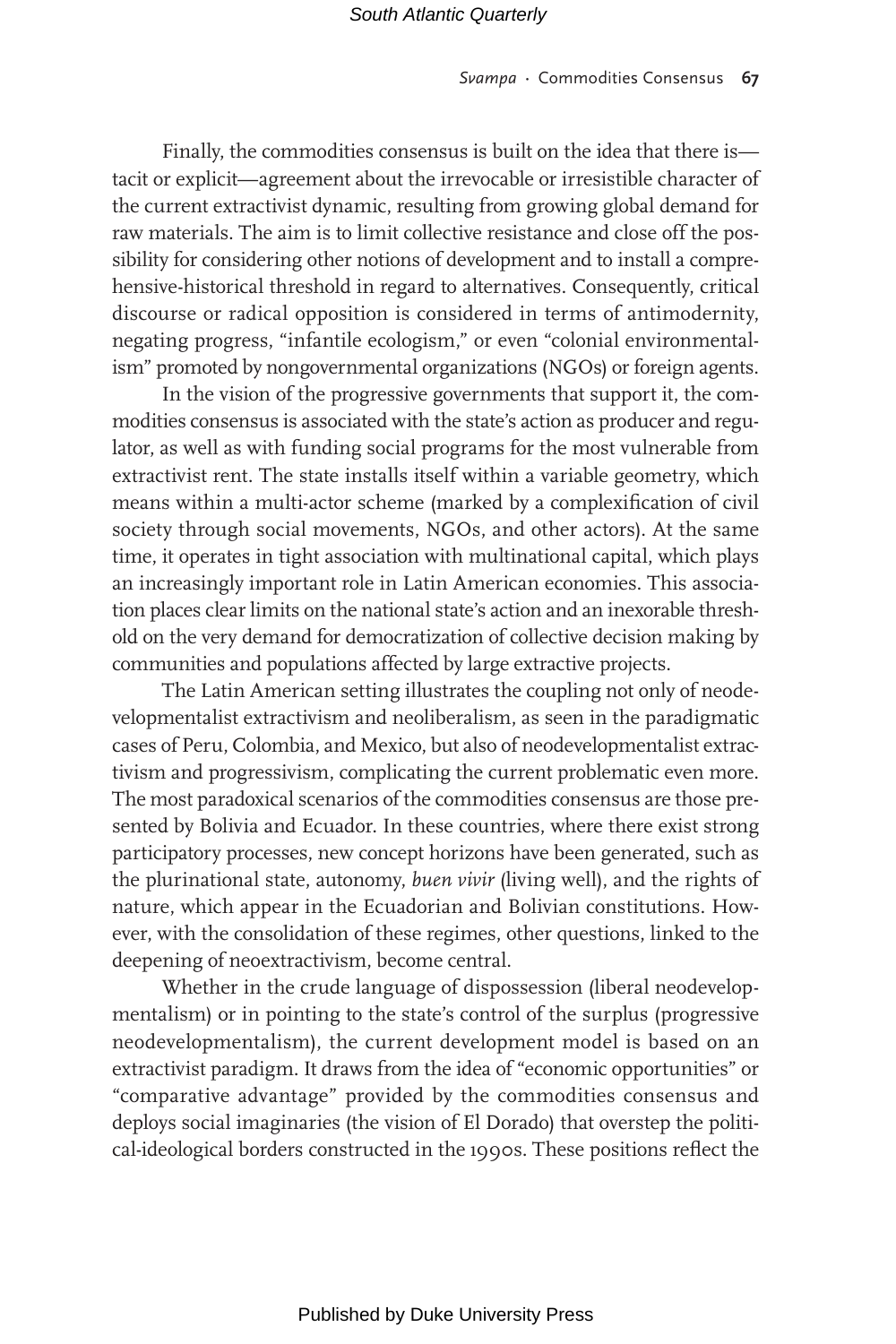Finally, the commodities consensus is built on the idea that there is—tacit or explicit—agreement about the irrevocable or irresistible character of the current extractivist dynamic, resulting from growing global demand for raw materials. The aim is to limit collective resistance and close off the possibility for considering other notions of development and to install a comprehensive-historical threshold in regard to alternatives. Consequently, critical discourse or radical opposition is considered in terms of antimodernity, negating progress, "infantile ecologism," or even "colonial environmentalism" promoted by nongovernmental organizations (NGOs) or foreign agents.

In the vision of the progressive governments that support it, the commodities consensus is associated with the state's action as producer and regulator, as well as with funding social programs for the most vulnerable from extractivist rent. The state installs itself within a variable geometry, which means within a multi-actor scheme (marked by a complexification of civil society through social movements, NGOs, and other actors). At the same time, it operates in tight association with multinational capital, which plays an increasingly important role in Latin American economies. This association places clear limits on the national state's action and an inexorable threshold on the very demand for democratization of collective decision making by communities and populations affected by large extractive projects.

The Latin American setting illustrates the coupling not only of neodevelopmentalist extractivism and neoliberalism, as seen in the paradigmatic cases of Peru, Colombia, and Mexico, but also of neodevelopmentalist extractivism and progressivism, complicating the current problematic even more. The most paradoxical scenarios of the commodities consensus are those presented by Bolivia and Ecuador. In these countries, where there exist strong participatory processes, new concept horizons have been generated, such as the plurinational state, autonomy, *buen vivir* (living well), and the rights of nature, which appear in the Ecuadorian and Bolivian constitutions. However, with the consolidation of these regimes, other questions, linked to the deepening of neoextractivism, become central.

Whether in the crude language of dispossession (liberal neodevelopmentalism) or in pointing to the state's control of the surplus (progressive neodevelopmentalism), the current development model is based on an extractivist paradigm. It draws from the idea of "economic opportunities" or "comparative advantage" provided by the commodities consensus and deploys social imaginaries (the vision of El Dorado) that overstep the political-ideological borders constructed in the 1990s. These positions reflect the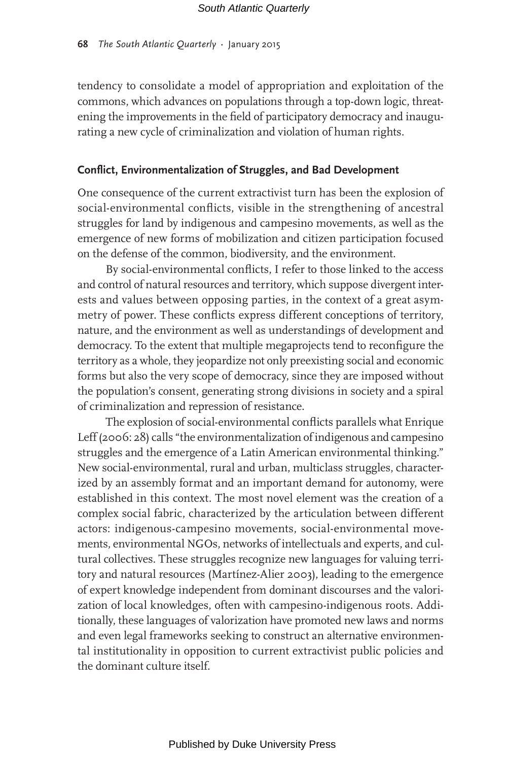tendency to consolidate a model of appropriation and exploitation of the commons, which advances on populations through a top-down logic, threatening the improvements in the field of participatory democracy and inaugurating a new cycle of criminalization and violation of human rights.

## Conflict, Environmentalization of Struggles, and Bad Development

One consequence of the current extractivist turn has been the explosion of social-environmental conflicts, visible in the strengthening of ancestral struggles for land by indigenous and campesino movements, as well as the emergence of new forms of mobilization and citizen participation focused on the defense of the common, biodiversity, and the environment.

By social-environmental conflicts, I refer to those linked to the access and control of natural resources and territory, which suppose divergent interests and values between opposing parties, in the context of a great asymmetry of power. These conflicts express different conceptions of territory, nature, and the environment as well as understandings of development and democracy. To the extent that multiple megaprojects tend to reconfigure the territory as a whole, they jeopardize not only preexisting social and economic forms but also the very scope of democracy, since they are imposed without the population's consent, generating strong divisions in society and a spiral of criminalization and repression of resistance.

The explosion of social-environmental conflicts parallels what Enrique Leff (2006: 28) calls "the environmentalization of indigenous and campesino struggles and the emergence of a Latin American environmental thinking." New social-environmental, rural and urban, multiclass struggles, characterized by an assembly format and an important demand for autonomy, were established in this context. The most novel element was the creation of a complex social fabric, characterized by the articulation between different actors: indigenous-campesino movements, social-environmental movements, environmental NGOs, networks of intellectuals and experts, and cultural collectives. These struggles recognize new languages for valuing territory and natural resources (Martínez-Alier 2003), leading to the emergence of expert knowledge independent from dominant discourses and the valorization of local knowledges, often with campesino-indigenous roots. Additionally, these languages of valorization have promoted new laws and norms and even legal frameworks seeking to construct an alternative environmental institutionality in opposition to current extractivist public policies and the dominant culture itself.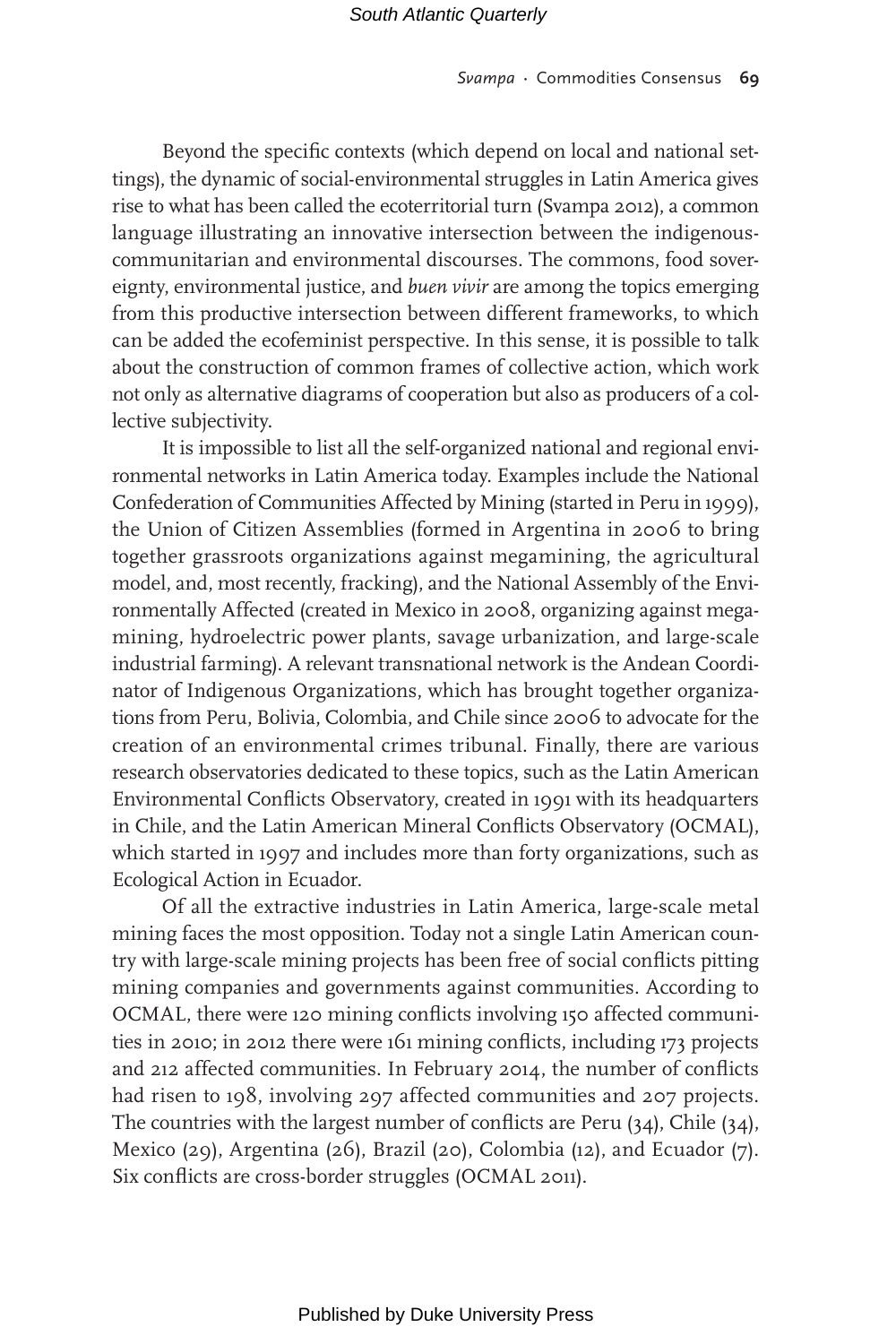Beyond the specific contexts (which depend on local and national settings), the dynamic of social-environmental struggles in Latin America gives rise to what has been called the ecoterritorial turn (Svampa 2012), a common language illustrating an innovative intersection between the indigenous-communitarian and environmental discourses. The commons, food sovereignty, environmental justice, and *buen vivir* are among the topics emerging from this productive intersection between different frameworks, to which can be added the ecofeminist perspective. In this sense, it is possible to talk about the construction of common frames of collective action, which work not only as alternative diagrams of cooperation but also as producers of a collective subjectivity.

It is impossible to list all the self-organized national and regional environmental networks in Latin America today. Examples include the National Confederation of Communities Affected by Mining (started in Peru in 1999), the Union of Citizen Assemblies (formed in Argentina in 2006 to bring together grassroots organizations against megamining, the agricultural model, and, most recently, fracking), and the National Assembly of the Environmentally Affected (created in Mexico in 2008, organizing against megamining, hydroelectric power plants, savage urbanization, and large-scale industrial farming). A relevant transnational network is the Andean Coordinator of Indigenous Organizations, which has brought together organizations from Peru, Bolivia, Colombia, and Chile since 2006 to advocate for the creation of an environmental crimes tribunal. Finally, there are various research observatories dedicated to these topics, such as the Latin American Environmental Conflicts Observatory, created in 1991 with its headquarters in Chile, and the Latin American Mineral Conflicts Observatory (OCMAL), which started in 1997 and includes more than forty organizations, such as Ecological Action in Ecuador.

Of all the extractive industries in Latin America, large-scale metal mining faces the most opposition. Today not a single Latin American country with large-scale mining projects has been free of social conflicts pitting mining companies and governments against communities. According to OCMAL, there were 120 mining conflicts involving 150 affected communities in 2010; in 2012 there were 161 mining conflicts, including 173 projects and 212 affected communities. In February 2014, the number of conflicts had risen to 198, involving 297 affected communities and 207 projects. The countries with the largest number of conflicts are Peru (34), Chile (34), Mexico (29), Argentina (26), Brazil (20), Colombia (12), and Ecuador (7). Six conflicts are cross-border struggles (OCMAL 2011).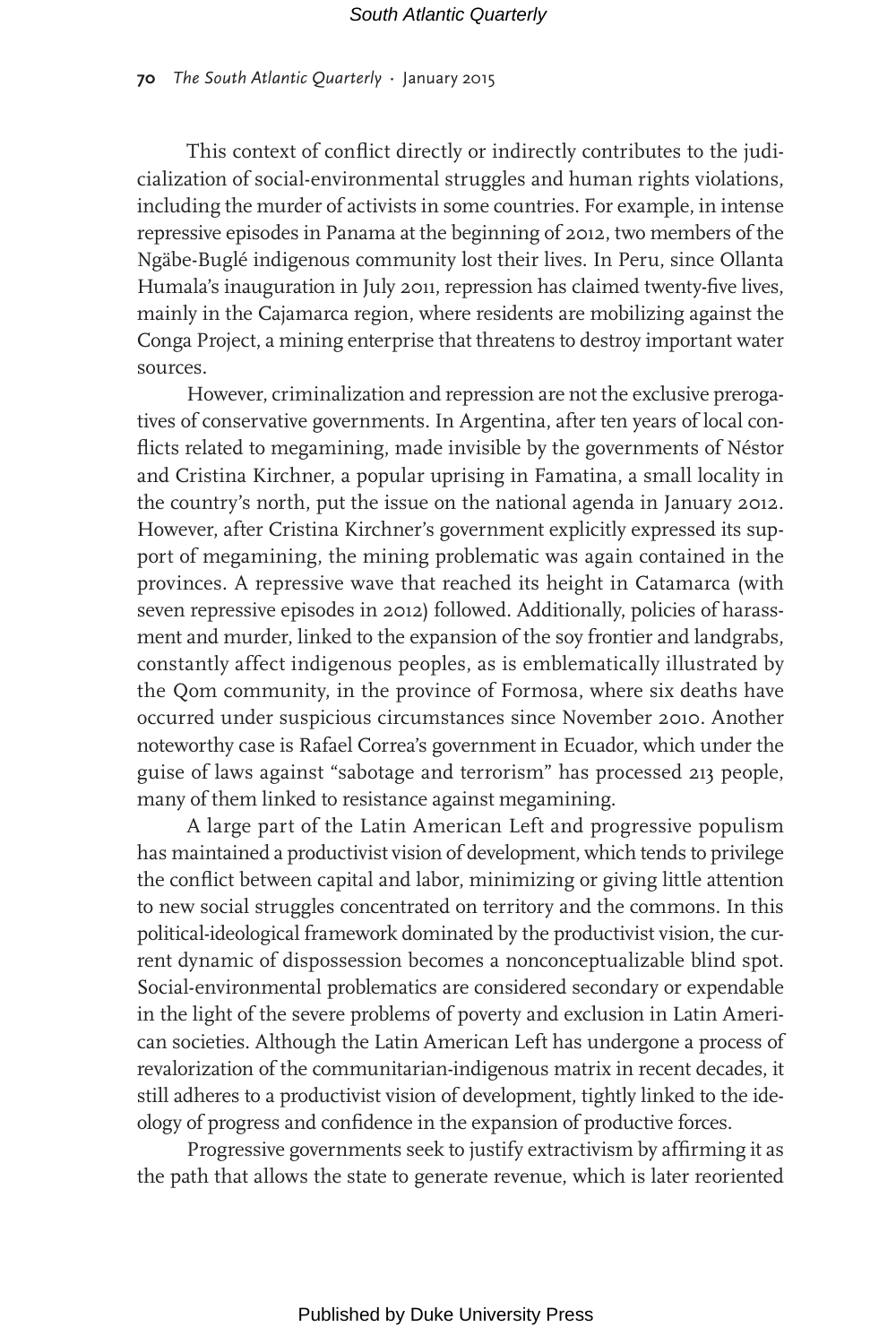This context of conflict directly or indirectly contributes to the judicialization of social-environmental struggles and human rights violations, including the murder of activists in some countries. For example, in intense repressive episodes in Panama at the beginning of 2012, two members of the Ngäbe-Buglé indigenous community lost their lives. In Peru, since Ollanta Humala's inauguration in July 2011, repression has claimed twenty-five lives, mainly in the Cajamarca region, where residents are mobilizing against the Conga Project, a mining enterprise that threatens to destroy important water sources.

However, criminalization and repression are not the exclusive prerogatives of conservative governments. In Argentina, after ten years of local conflicts related to megamining, made invisible by the governments of Néstor and Cristina Kirchner, a popular uprising in Famatina, a small locality in the country's north, put the issue on the national agenda in January 2012. However, after Cristina Kirchner's government explicitly expressed its support of megamining, the mining problematic was again contained in the provinces. A repressive wave that reached its height in Catamarca (with seven repressive episodes in 2012) followed. Additionally, policies of harassment and murder, linked to the expansion of the soy frontier and landgrabs, constantly affect indigenous peoples, as is emblematically illustrated by the Qom community, in the province of Formosa, where six deaths have occurred under suspicious circumstances since November 2010. Another noteworthy case is Rafael Correa's government in Ecuador, which under the guise of laws against "sabotage and terrorism" has processed 213 people, many of them linked to resistance against megamining.

A large part of the Latin American Left and progressive populism has maintained a productivist vision of development, which tends to privilege the conflict between capital and labor, minimizing or giving little attention to new social struggles concentrated on territory and the commons. In this political-ideological framework dominated by the productivist vision, the current dynamic of dispossession becomes a nonconceptualizable blind spot. Social-environmental problematics are considered secondary or expendable in the light of the severe problems of poverty and exclusion in Latin American societies. Although the Latin American Left has undergone a process of revalorization of the communitarian-indigenous matrix in recent decades, it still adheres to a productivist vision of development, tightly linked to the ideology of progress and confidence in the expansion of productive forces.

Progressive governments seek to justify extractivism by affirming it as the path that allows the state to generate revenue, which is later reoriented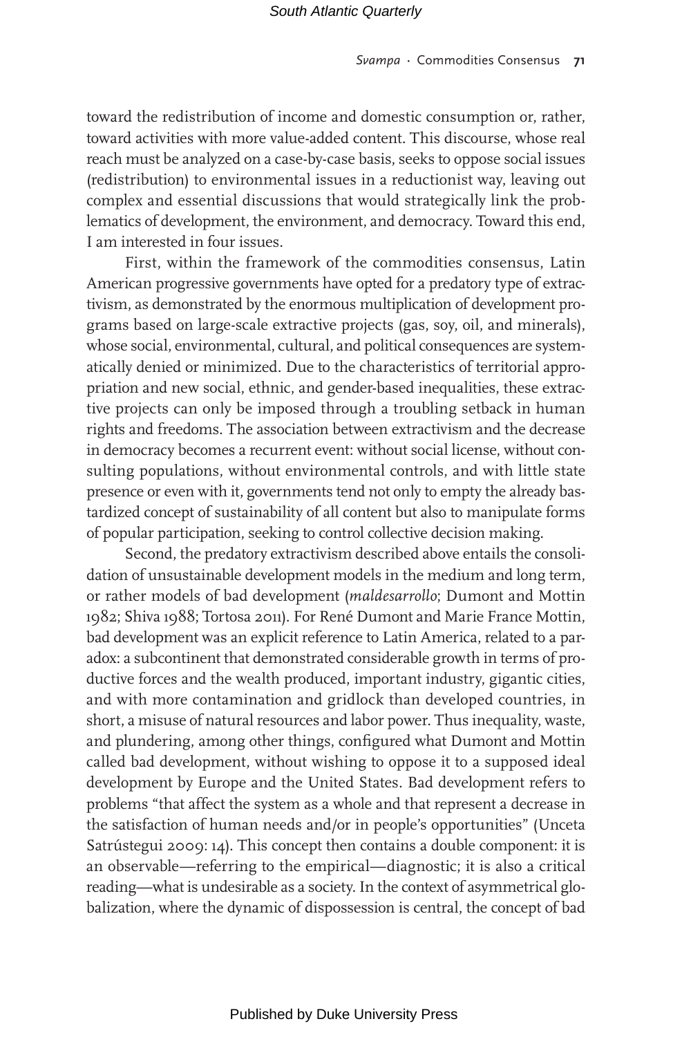toward the redistribution of income and domestic consumption or, rather, toward activities with more value-added content. This discourse, whose real reach must be analyzed on a case-by-case basis, seeks to oppose social issues (redistribution) to environmental issues in a reductionist way, leaving out complex and essential discussions that would strategically link the problematics of development, the environment, and democracy. Toward this end, I am interested in four issues.

First, within the framework of the commodities consensus, Latin American progressive governments have opted for a predatory type of extractivism, as demonstrated by the enormous multiplication of development programs based on large-scale extractive projects (gas, soy, oil, and minerals), whose social, environmental, cultural, and political consequences are systematically denied or minimized. Due to the characteristics of territorial appropriation and new social, ethnic, and gender-based inequalities, these extractive projects can only be imposed through a troubling setback in human rights and freedoms. The association between extractivism and the decrease in democracy becomes a recurrent event: without social license, without consulting populations, without environmental controls, and with little state presence or even with it, governments tend not only to empty the already bastardized concept of sustainability of all content but also to manipulate forms of popular participation, seeking to control collective decision making.

Second, the predatory extractivism described above entails the consolidation of unsustainable development models in the medium and long term, or rather models of bad development (*maldesarrollo*; Dumont and Mottin 1982; Shiva 1988; Tortosa 2011). For René Dumont and Marie France Mottin, bad development was an explicit reference to Latin America, related to a paradox: a subcontinent that demonstrated considerable growth in terms of productive forces and the wealth produced, important industry, gigantic cities, and with more contamination and gridlock than developed countries, in short, a misuse of natural resources and labor power. Thus inequality, waste, and plundering, among other things, configured what Dumont and Mottin called bad development, without wishing to oppose it to a supposed ideal development by Europe and the United States. Bad development refers to problems "that affect the system as a whole and that represent a decrease in the satisfaction of human needs and/or in people's opportunities" (Unceta Satrústegui 2009: 14). This concept then contains a double component: it is an observable—referring to the empirical—diagnostic; it is also a critical reading—what is undesirable as a society. In the context of asymmetrical globalization, where the dynamic of dispossession is central, the concept of bad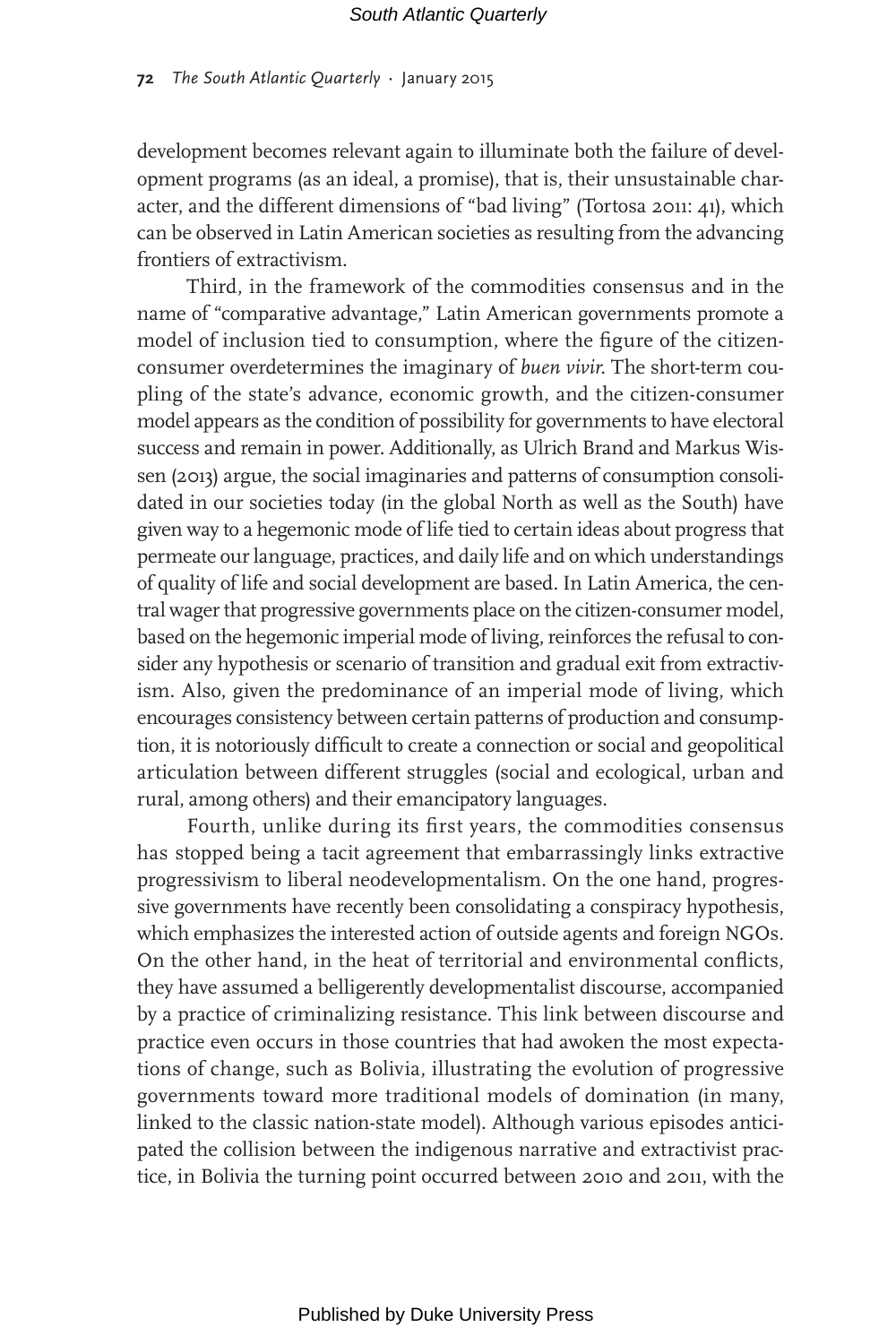development becomes relevant again to illuminate both the failure of development programs (as an ideal, a promise), that is, their unsustainable character, and the different dimensions of "bad living" (Tortosa 2011: 41), which can be observed in Latin American societies as resulting from the advancing frontiers of extractivism.

Third, in the framework of the commodities consensus and in the name of "comparative advantage," Latin American governments promote a model of inclusion tied to consumption, where the figure of the citizen-consumer overdetermines the imaginary of *buen vivir*. The short-term coupling of the state's advance, economic growth, and the citizen-consumer model appears as the condition of possibility for governments to have electoral success and remain in power. Additionally, as Ulrich Brand and Markus Wissen (2013) argue, the social imaginaries and patterns of consumption consolidated in our societies today (in the global North as well as the South) have given way to a hegemonic mode of life tied to certain ideas about progress that permeate our language, practices, and daily life and on which understandings of quality of life and social development are based. In Latin America, the central wager that progressive governments place on the citizen-consumer model, based on the hegemonic imperial mode of living, reinforces the refusal to consider any hypothesis or scenario of transition and gradual exit from extractivism. Also, given the predominance of an imperial mode of living, which encourages consistency between certain patterns of production and consumption, it is notoriously difficult to create a connection or social and geopolitical articulation between different struggles (social and ecological, urban and rural, among others) and their emancipatory languages.

Fourth, unlike during its first years, the commodities consensus has stopped being a tacit agreement that embarrassingly links extractive progressivism to liberal neodevelopmentalism. On the one hand, progressive governments have recently been consolidating a conspiracy hypothesis, which emphasizes the interested action of outside agents and foreign NGOs. On the other hand, in the heat of territorial and environmental conflicts, they have assumed a belligerently developmentalist discourse, accompanied by a practice of criminalizing resistance. This link between discourse and practice even occurs in those countries that had awoken the most expectations of change, such as Bolivia, illustrating the evolution of progressive governments toward more traditional models of domination (in many, linked to the classic nation-state model). Although various episodes anticipated the collision between the indigenous narrative and extractivist practice, in Bolivia the turning point occurred between 2010 and 2011, with the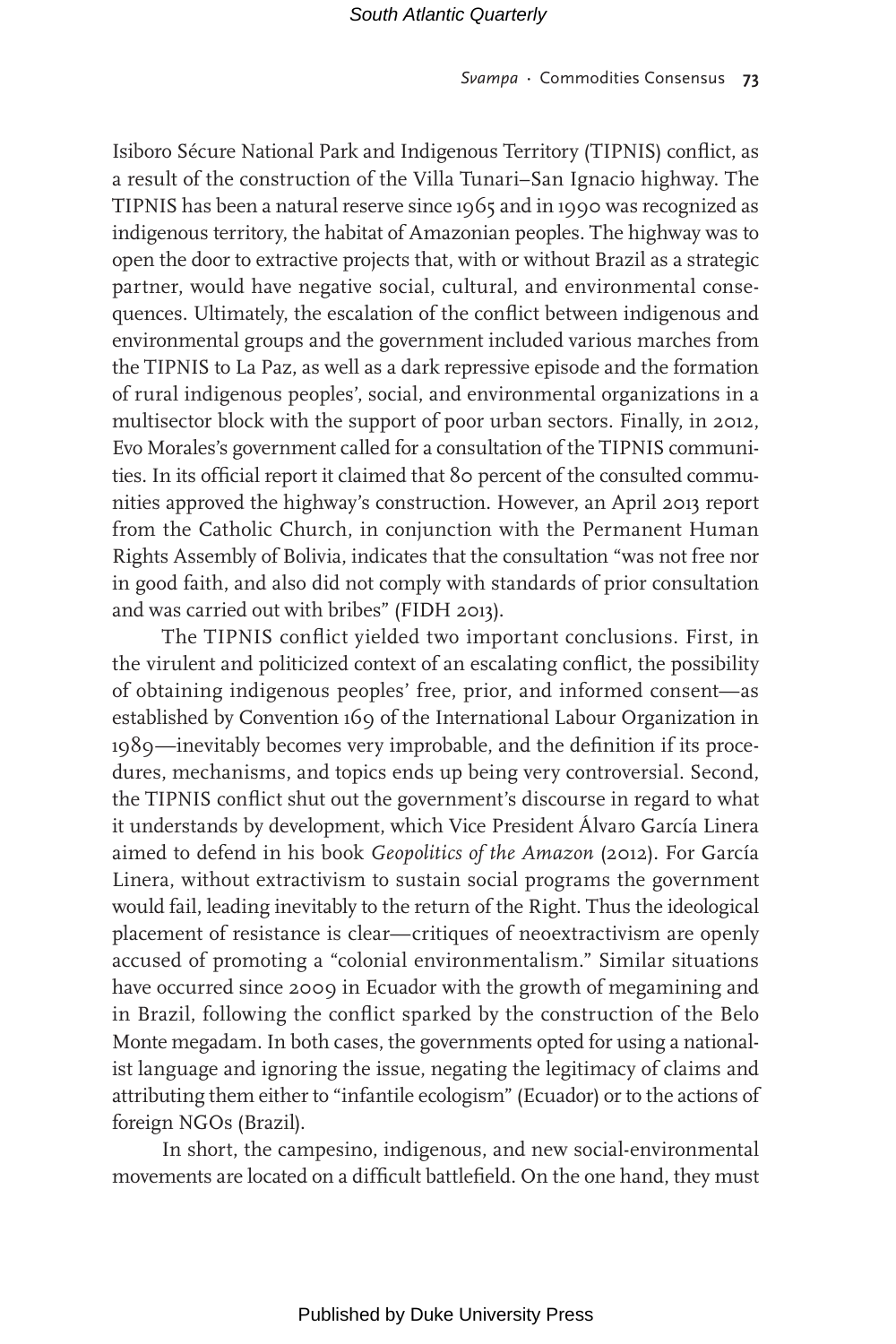Isiboro Sécure National Park and Indigenous Territory (TIPNIS) conflict, as a result of the construction of the Villa Tunari–San Ignacio highway. The TIPNIS has been a natural reserve since 1965 and in 1990 was recognized as indigenous territory, the habitat of Amazonian peoples. The highway was to open the door to extractive projects that, with or without Brazil as a strategic partner, would have negative social, cultural, and environmental consequences. Ultimately, the escalation of the conflict between indigenous and environmental groups and the government included various marches from the TIPNIS to La Paz, as well as a dark repressive episode and the formation of rural indigenous peoples', social, and environmental organizations in a multisector block with the support of poor urban sectors. Finally, in 2012, Evo Morales's government called for a consultation of the TIPNIS communities. In its official report it claimed that 80 percent of the consulted communities approved the highway's construction. However, an April 2013 report from the Catholic Church, in conjunction with the Permanent Human Rights Assembly of Bolivia, indicates that the consultation "was not free nor in good faith, and also did not comply with standards of prior consultation and was carried out with bribes" (FIDH 2013).

The TIPNIS conflict yielded two important conclusions. First, in the virulent and politicized context of an escalating conflict, the possibility of obtaining indigenous peoples' free, prior, and informed consent—as established by Convention 169 of the International Labour Organization in 1989—inevitably becomes very improbable, and the definition if its procedures, mechanisms, and topics ends up being very controversial. Second, the TIPNIS conflict shut out the government's discourse in regard to what it understands by development, which Vice President Álvaro García Linera aimed to defend in his book *Geopolitics of the Amazon* (2012). For García Linera, without extractivism to sustain social programs the government would fail, leading inevitably to the return of the Right. Thus the ideological placement of resistance is clear—critiques of neoextractivism are openly accused of promoting a "colonial environmentalism." Similar situations have occurred since 2009 in Ecuador with the growth of megamining and in Brazil, following the conflict sparked by the construction of the Belo Monte megadam. In both cases, the governments opted for using a nationalist language and ignoring the issue, negating the legitimacy of claims and attributing them either to "infantile ecologism" (Ecuador) or to the actions of foreign NGOs (Brazil).

In short, the campesino, indigenous, and new social-environmental movements are located on a difficult battlefield. On the one hand, they must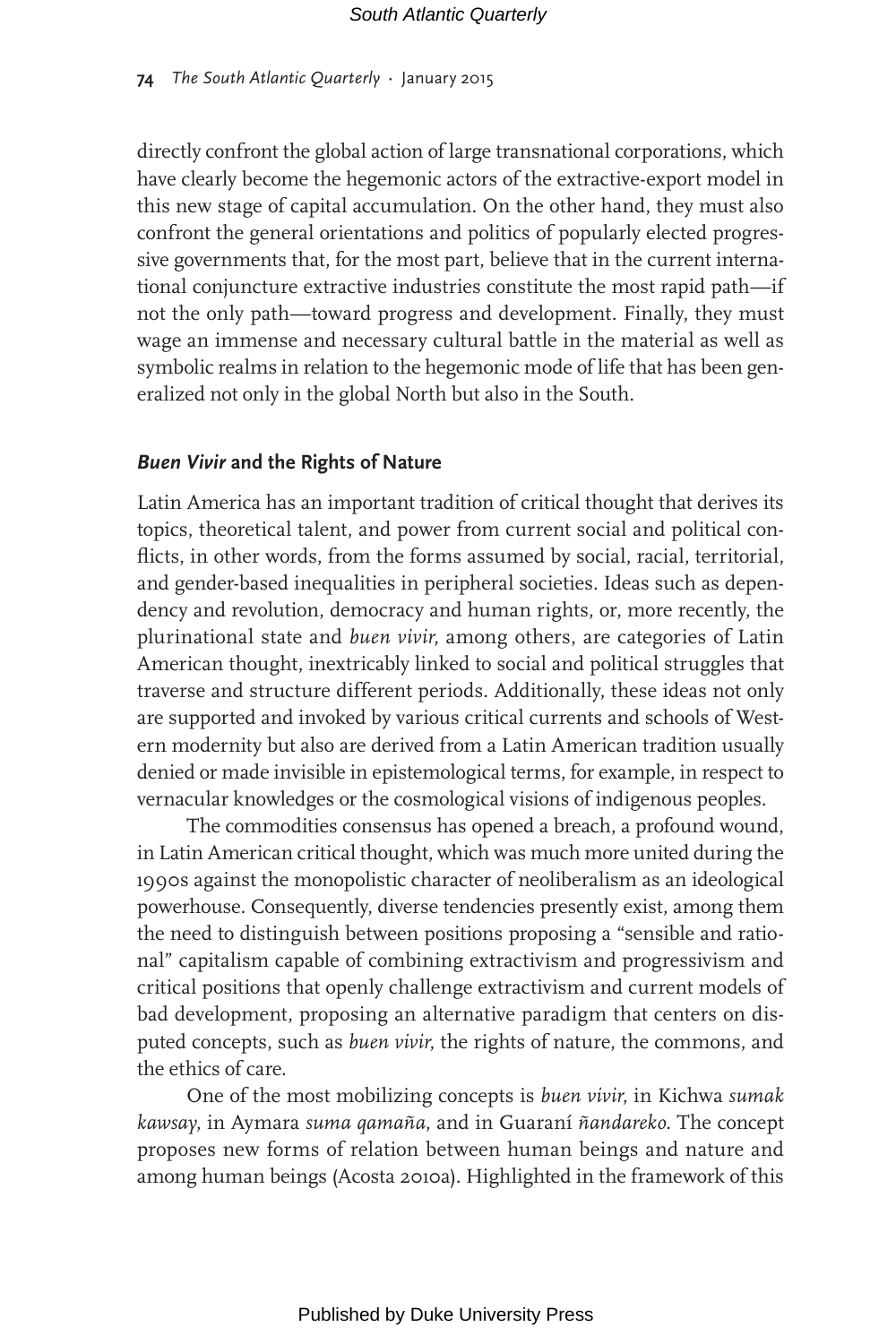directly confront the global action of large transnational corporations, which have clearly become the hegemonic actors of the extractive-export model in this new stage of capital accumulation. On the other hand, they must also confront the general orientations and politics of popularly elected progressive governments that, for the most part, believe that in the current international conjuncture extractive industries constitute the most rapid path—if not the only path—toward progress and development. Finally, they must wage an immense and necessary cultural battle in the material as well as symbolic realms in relation to the hegemonic mode of life that has been generalized not only in the global North but also in the South.

## *Buen Vivir* and the Rights of Nature

Latin America has an important tradition of critical thought that derives its topics, theoretical talent, and power from current social and political conflicts, in other words, from the forms assumed by social, racial, territorial, and gender-based inequalities in peripheral societies. Ideas such as dependency and revolution, democracy and human rights, or, more recently, the plurinational state and *buen vivir*, among others, are categories of Latin American thought, inextricably linked to social and political struggles that traverse and structure different periods. Additionally, these ideas not only are supported and invoked by various critical currents and schools of Western modernity but also are derived from a Latin American tradition usually denied or made invisible in epistemological terms, for example, in respect to vernacular knowledges or the cosmological visions of indigenous peoples.

The commodities consensus has opened a breach, a profound wound, in Latin American critical thought, which was much more united during the 1990s against the monopolistic character of neoliberalism as an ideological powerhouse. Consequently, diverse tendencies presently exist, among them the need to distinguish between positions proposing a "sensible and rational" capitalism capable of combining extractivism and progressivism and critical positions that openly challenge extractivism and current models of bad development, proposing an alternative paradigm that centers on disputed concepts, such as *buen vivir*, the rights of nature, the commons, and the ethics of care.

One of the most mobilizing concepts is *buen vivir*, in Kichwa *sumak kawsay*, in Aymara *suma qamaña*, and in Guaraní *ñandareko*. The concept proposes new forms of relation between human beings and nature and among human beings (Acosta 2010a). Highlighted in the framework of this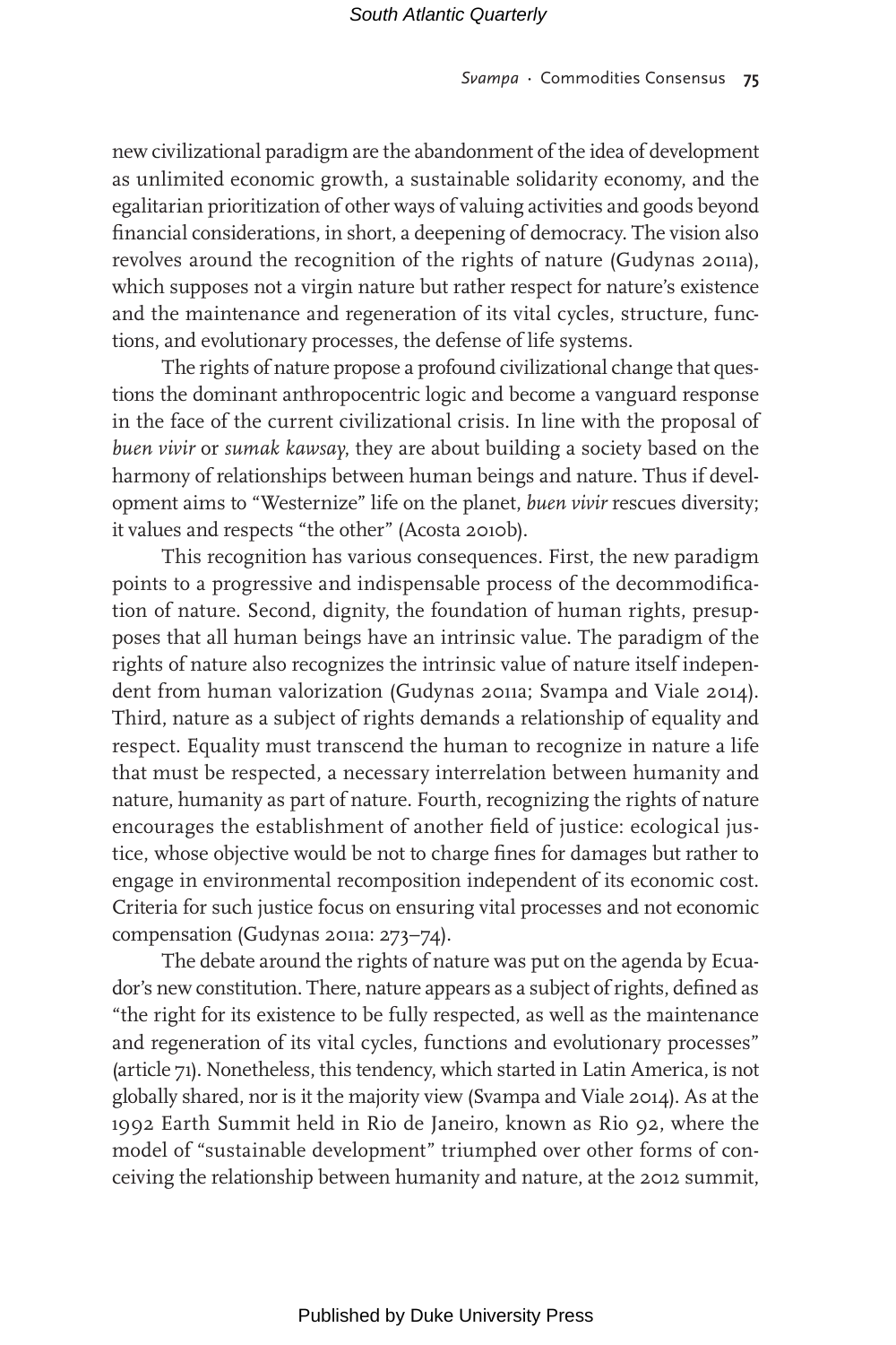new civilizational paradigm are the abandonment of the idea of development as unlimited economic growth, a sustainable solidarity economy, and the egalitarian prioritization of other ways of valuing activities and goods beyond financial considerations, in short, a deepening of democracy. The vision also revolves around the recognition of the rights of nature (Gudynas 2011a), which supposes not a virgin nature but rather respect for nature's existence and the maintenance and regeneration of its vital cycles, structure, functions, and evolutionary processes, the defense of life systems.

The rights of nature propose a profound civilizational change that questions the dominant anthropocentric logic and become a vanguard response in the face of the current civilizational crisis. In line with the proposal of *buen vivir* or *sumak kawsay*, they are about building a society based on the harmony of relationships between human beings and nature. Thus if development aims to "Westernize" life on the planet, *buen vivir* rescues diversity; it values and respects "the other" (Acosta 2010b).

This recognition has various consequences. First, the new paradigm points to a progressive and indispensable process of the decommodification of nature. Second, dignity, the foundation of human rights, presupposes that all human beings have an intrinsic value. The paradigm of the rights of nature also recognizes the intrinsic value of nature itself independent from human valorization (Gudynas 2011a; Svampa and Viale 2014). Third, nature as a subject of rights demands a relationship of equality and respect. Equality must transcend the human to recognize in nature a life that must be respected, a necessary interrelation between humanity and nature, humanity as part of nature. Fourth, recognizing the rights of nature encourages the establishment of another field of justice: ecological justice, whose objective would be not to charge fines for damages but rather to engage in environmental recomposition independent of its economic cost. Criteria for such justice focus on ensuring vital processes and not economic compensation (Gudynas 2011a: 273–74).

The debate around the rights of nature was put on the agenda by Ecuador's new constitution. There, nature appears as a subject of rights, defined as "the right for its existence to be fully respected, as well as the maintenance and regeneration of its vital cycles, functions and evolutionary processes" (article 71). Nonetheless, this tendency, which started in Latin America, is not globally shared, nor is it the majority view (Svampa and Viale 2014). As at the 1992 Earth Summit held in Rio de Janeiro, known as Rio 92, where the model of "sustainable development" triumphed over other forms of conceiving the relationship between humanity and nature, at the 2012 summit,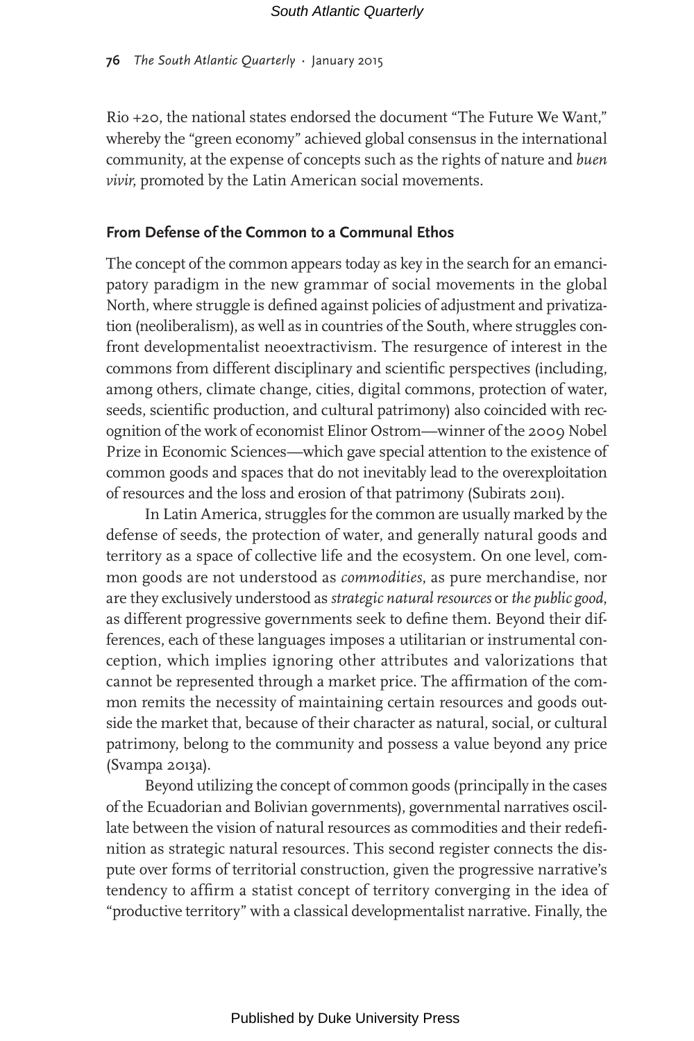Rio +20, the national states endorsed the document "The Future We Want," whereby the "green economy" achieved global consensus in the international community, at the expense of concepts such as the rights of nature and *buen vivir*, promoted by the Latin American social movements.

### From Defense of the Common to a Communal Ethos

The concept of the common appears today as key in the search for an emancipatory paradigm in the new grammar of social movements in the global North, where struggle is defined against policies of adjustment and privatization (neoliberalism), as well as in countries of the South, where struggles confront developmentalist neoextractivism. The resurgence of interest in the commons from different disciplinary and scientific perspectives (including, among others, climate change, cities, digital commons, protection of water, seeds, scientific production, and cultural patrimony) also coincided with recognition of the work of economist Elinor Ostrom—winner of the 2009 Nobel Prize in Economic Sciences—which gave special attention to the existence of common goods and spaces that do not inevitably lead to the overexploitation of resources and the loss and erosion of that patrimony (Subirats 2011).

In Latin America, struggles for the common are usually marked by the defense of seeds, the protection of water, and generally natural goods and territory as a space of collective life and the ecosystem. On one level, common goods are not understood as *commodities*, as pure merchandise, nor are they exclusively understood as *strategic natural resources* or *the public good*, as different progressive governments seek to define them. Beyond their differences, each of these languages imposes a utilitarian or instrumental conception, which implies ignoring other attributes and valorizations that cannot be represented through a market price. The affirmation of the common remits the necessity of maintaining certain resources and goods outside the market that, because of their character as natural, social, or cultural patrimony, belong to the community and possess a value beyond any price (Svampa 2013a).

Beyond utilizing the concept of common goods (principally in the cases of the Ecuadorian and Bolivian governments), governmental narratives oscillate between the vision of natural resources as commodities and their redefinition as strategic natural resources. This second register connects the dispute over forms of territorial construction, given the progressive narrative's tendency to affirm a statist concept of territory converging in the idea of "productive territory" with a classical developmentalist narrative. Finally, the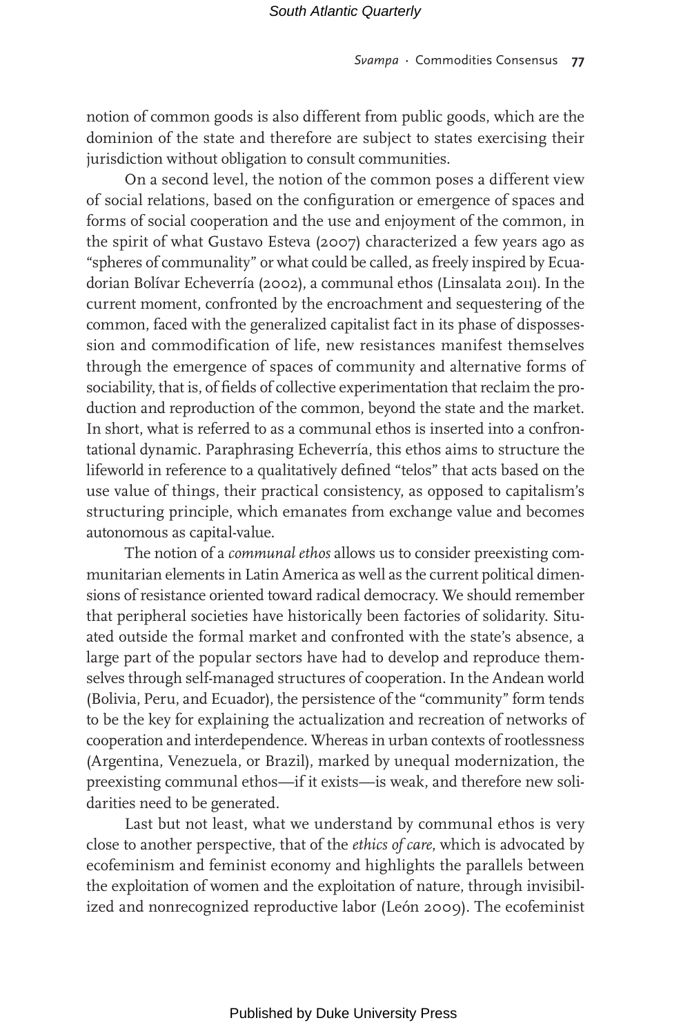notion of common goods is also different from public goods, which are the dominion of the state and therefore are subject to states exercising their jurisdiction without obligation to consult communities.

On a second level, the notion of the common poses a different view of social relations, based on the configuration or emergence of spaces and forms of social cooperation and the use and enjoyment of the common, in the spirit of what Gustavo Esteva (2007) characterized a few years ago as "spheres of communality" or what could be called, as freely inspired by Ecuadorian Bolívar Echeverría (2002), a communal ethos (Linsalata 2011). In the current moment, confronted by the encroachment and sequestering of the common, faced with the generalized capitalist fact in its phase of dispossession and commodification of life, new resistances manifest themselves through the emergence of spaces of community and alternative forms of sociability, that is, of fields of collective experimentation that reclaim the production and reproduction of the common, beyond the state and the market. In short, what is referred to as a communal ethos is inserted into a confrontational dynamic. Paraphrasing Echeverría, this ethos aims to structure the lifeworld in reference to a qualitatively defined "telos" that acts based on the use value of things, their practical consistency, as opposed to capitalism's structuring principle, which emanates from exchange value and becomes autonomous as capital-value.

The notion of a *communal ethos* allows us to consider preexisting communitarian elements in Latin America as well as the current political dimensions of resistance oriented toward radical democracy. We should remember that peripheral societies have historically been factories of solidarity. Situated outside the formal market and confronted with the state's absence, a large part of the popular sectors have had to develop and reproduce themselves through self-managed structures of cooperation. In the Andean world (Bolivia, Peru, and Ecuador), the persistence of the "community" form tends to be the key for explaining the actualization and recreation of networks of cooperation and interdependence. Whereas in urban contexts of rootlessness (Argentina, Venezuela, or Brazil), marked by unequal modernization, the preexisting communal ethos—if it exists—is weak, and therefore new solidarities need to be generated.

Last but not least, what we understand by communal ethos is very close to another perspective, that of the *ethics of care*, which is advocated by ecofeminism and feminist economy and highlights the parallels between the exploitation of women and the exploitation of nature, through invisibilized and nonrecognized reproductive labor (León 2009). The ecofeminist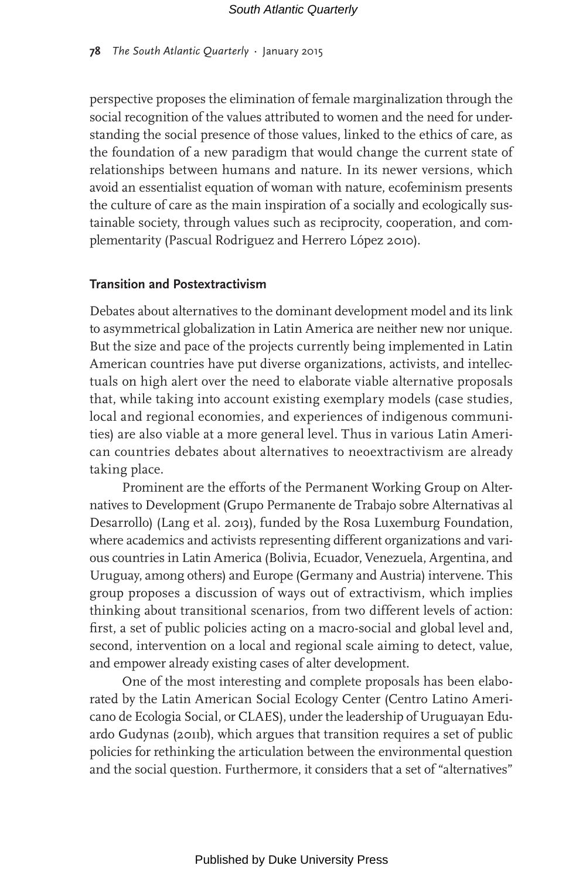perspective proposes the elimination of female marginalization through the social recognition of the values attributed to women and the need for understanding the social presence of those values, linked to the ethics of care, as the foundation of a new paradigm that would change the current state of relationships between humans and nature. In its newer versions, which avoid an essentialist equation of woman with nature, ecofeminism presents the culture of care as the main inspiration of a socially and ecologically sustainable society, through values such as reciprocity, cooperation, and complementarity (Pascual Rodriguez and Herrero López 2010).

### Transition and Postextractivism

Debates about alternatives to the dominant development model and its link to asymmetrical globalization in Latin America are neither new nor unique. But the size and pace of the projects currently being implemented in Latin American countries have put diverse organizations, activists, and intellectuals on high alert over the need to elaborate viable alternative proposals that, while taking into account existing exemplary models (case studies, local and regional economies, and experiences of indigenous communities) are also viable at a more general level. Thus in various Latin American countries debates about alternatives to neoextractivism are already taking place.

Prominent are the efforts of the Permanent Working Group on Alternatives to Development (Grupo Permanente de Trabajo sobre Alternativas al Desarrollo) (Lang et al. 2013), funded by the Rosa Luxemburg Foundation, where academics and activists representing different organizations and various countries in Latin America (Bolivia, Ecuador, Venezuela, Argentina, and Uruguay, among others) and Europe (Germany and Austria) intervene. This group proposes a discussion of ways out of extractivism, which implies thinking about transitional scenarios, from two different levels of action: first, a set of public policies acting on a macro-social and global level and, second, intervention on a local and regional scale aiming to detect, value, and empower already existing cases of alter development.

One of the most interesting and complete proposals has been elaborated by the Latin American Social Ecology Center (Centro Latino Americano de Ecologia Social, or CLAES), under the leadership of Uruguayan Eduardo Gudynas (2011b), which argues that transition requires a set of public policies for rethinking the articulation between the environmental question and the social question. Furthermore, it considers that a set of "alternatives"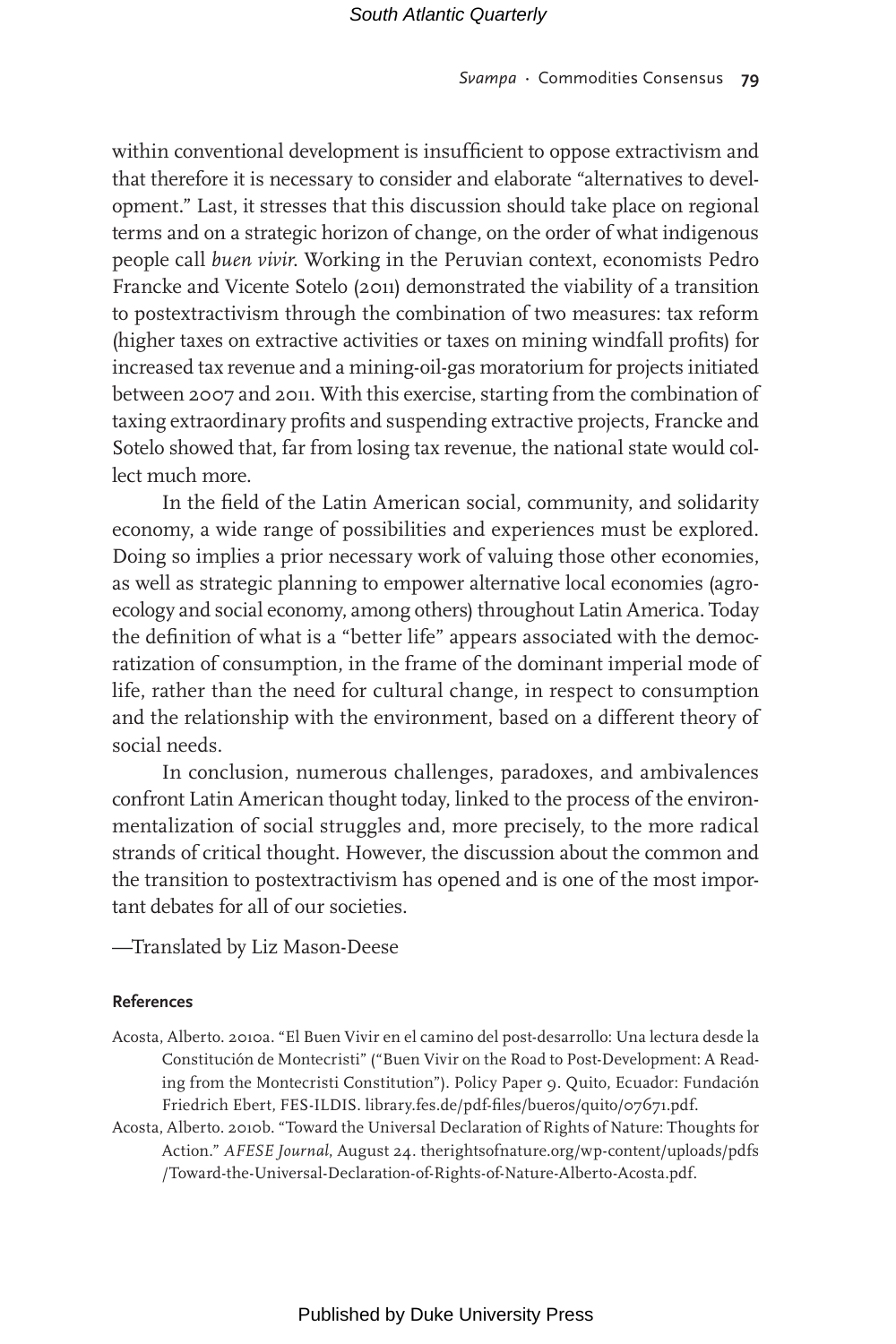within conventional development is insufficient to oppose extractivism and that therefore it is necessary to consider and elaborate "alternatives to development." Last, it stresses that this discussion should take place on regional terms and on a strategic horizon of change, on the order of what indigenous people call *buen vivir*. Working in the Peruvian context, economists Pedro Francke and Vicente Sotelo (2011) demonstrated the viability of a transition to postextractivism through the combination of two measures: tax reform (higher taxes on extractive activities or taxes on mining windfall profits) for increased tax revenue and a mining-oil-gas moratorium for projects initiated between 2007 and 2011. With this exercise, starting from the combination of taxing extraordinary profits and suspending extractive projects, Francke and Sotelo showed that, far from losing tax revenue, the national state would collect much more.

In the field of the Latin American social, community, and solidarity economy, a wide range of possibilities and experiences must be explored. Doing so implies a prior necessary work of valuing those other economies, as well as strategic planning to empower alternative local economies (agroecology and social economy, among others) throughout Latin America. Today the definition of what is a "better life" appears associated with the democratization of consumption, in the frame of the dominant imperial mode of life, rather than the need for cultural change, in respect to consumption and the relationship with the environment, based on a different theory of social needs.

In conclusion, numerous challenges, paradoxes, and ambivalences confront Latin American thought today, linked to the process of the environmentalization of social struggles and, more precisely, to the more radical strands of critical thought. However, the discussion about the common and the transition to postextractivism has opened and is one of the most important debates for all of our societies.

—Translated by Liz Mason-Deese

## References

Acosta, Alberto. 2010a. "El Buen Vivir en el camino del post-desarrollo: Una lectura desde la Constitución de Montecristi" ("Buen Vivir on the Road to Post-Development: A Reading from the Montecristi Constitution"). Policy Paper 9. Quito, Ecuador: Fundación Friedrich Ebert, FES-ILDIS. library.fes.de/pdf-files/bueros/quito/07671.pdf.

Acosta, Alberto. 2010b. "Toward the Universal Declaration of Rights of Nature: Thoughts for Action." *AFESE Journal*, August 24. therightsofnature.org/wp-content/uploads/pdfs/Toward-the-Universal-Declaration-of-Rights-of-Nature-Alberto-Acosta.pdf.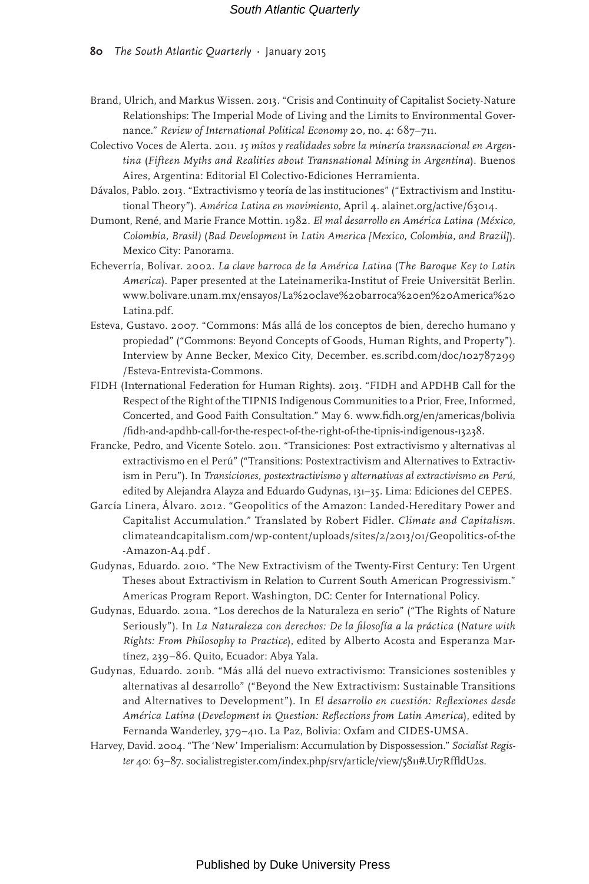Brand, Ulrich, and Markus Wissen. 2013. "Crisis and Continuity of Capitalist Society-Nature Relationships: The Imperial Mode of Living and the Limits to Environmental Governance." *Review of International Political Economy* 20, no. 4: 687–711.

Colectivo Voces de Alerta. 2011. *15 mitos y realidades sobre la minería transnacional en Argentina* (*Fifteen Myths and Realities about Transnational Mining in Argentina*). Buenos Aires, Argentina: Editorial El Colectivo-Ediciones Herramienta.

Dávalos, Pablo. 2013. "Extractivismo y teoría de las instituciones" ("Extractivism and Institutional Theory"). *América Latina en movimiento*, April 4. alainet.org/active/63014.

Dumont, René, and Marie France Mottin. 1982. *El mal desarrollo en América Latina (México, Colombia, Brasil)* (*Bad Development in Latin America [Mexico, Colombia, and Brazil]*). Mexico City: Panorama.

Echeverría, Bolívar. 2002. *La clave barroca de la América Latina* (*The Baroque Key to Latin America*). Paper presented at the Lateinamerika-Institut of Freie Universität Berlin. www.bolivare.unam.mx/ensayos/La%20clave%20barroca%20en%20America%20Latina.pdf.

Esteva, Gustavo. 2007. "Commons: Más allá de los conceptos de bien, derecho humano y propiedad" ("Commons: Beyond Concepts of Goods, Human Rights, and Property"). Interview by Anne Becker, Mexico City, December. es.scribd.com/doc/102787299/Esteva-Entrevista-Commons.

FIDH (International Federation for Human Rights). 2013. "FIDH and APDHB Call for the Respect of the Right of the TIPNIS Indigenous Communities to a Prior, Free, Informed, Concerted, and Good Faith Consultation." May 6. www.fidh.org/en/americas/bolivia/fidh-and-apdhb-call-for-the-respect-of-the-right-of-the-tipnis-indigenous-13238.

Francke, Pedro, and Vicente Sotelo. 2011. "Transiciones: Post extractivismo y alternativas al extractivismo en el Perú" ("Transitions: Postextractivism and Alternatives to Extractivism in Peru"). In *Transiciones, postextractivismo y alternativas al extractivismo en Perú*, edited by Alejandra Alayza and Eduardo Gudynas, 131–35. Lima: Ediciones del CEPES.

García Linera, Álvaro. 2012. "Geopolitics of the Amazon: Landed-Hereditary Power and Capitalist Accumulation." Translated by Robert Fidler. *Climate and Capitalism*. climateandcapitalism.com/wp-content/uploads/sites/2/2013/01/Geopolitics-of-the-Amazon-A4.pdf .

Gudynas, Eduardo. 2010. "The New Extractivism of the Twenty-First Century: Ten Urgent Theses about Extractivism in Relation to Current South American Progressivism." Americas Program Report. Washington, DC: Center for International Policy.

Gudynas, Eduardo. 2011a. "Los derechos de la Naturaleza en serio" ("The Rights of Nature Seriously"). In *La Naturaleza con derechos: De la filosofía a la práctica* (*Nature with Rights: From Philosophy to Practice*), edited by Alberto Acosta and Esperanza Martínez, 239–86. Quito, Ecuador: Abya Yala.

Gudynas, Eduardo. 2011b. "Más allá del nuevo extractivismo: Transiciones sostenibles y alternativas al desarrollo" ("Beyond the New Extractivism: Sustainable Transitions and Alternatives to Development"). In *El desarrollo en cuestión: Reflexiones desde América Latina* (*Development in Question: Reflections from Latin America*), edited by Fernanda Wanderley, 379–410. La Paz, Bolivia: Oxfam and CIDES-UMSA.

Harvey, David. 2004. "The 'New' Imperialism: Accumulation by Dispossession." *Socialist Register* 40: 63–87. socialistregister.com/index.php/srv/article/view/5811#.U17RffldU2s.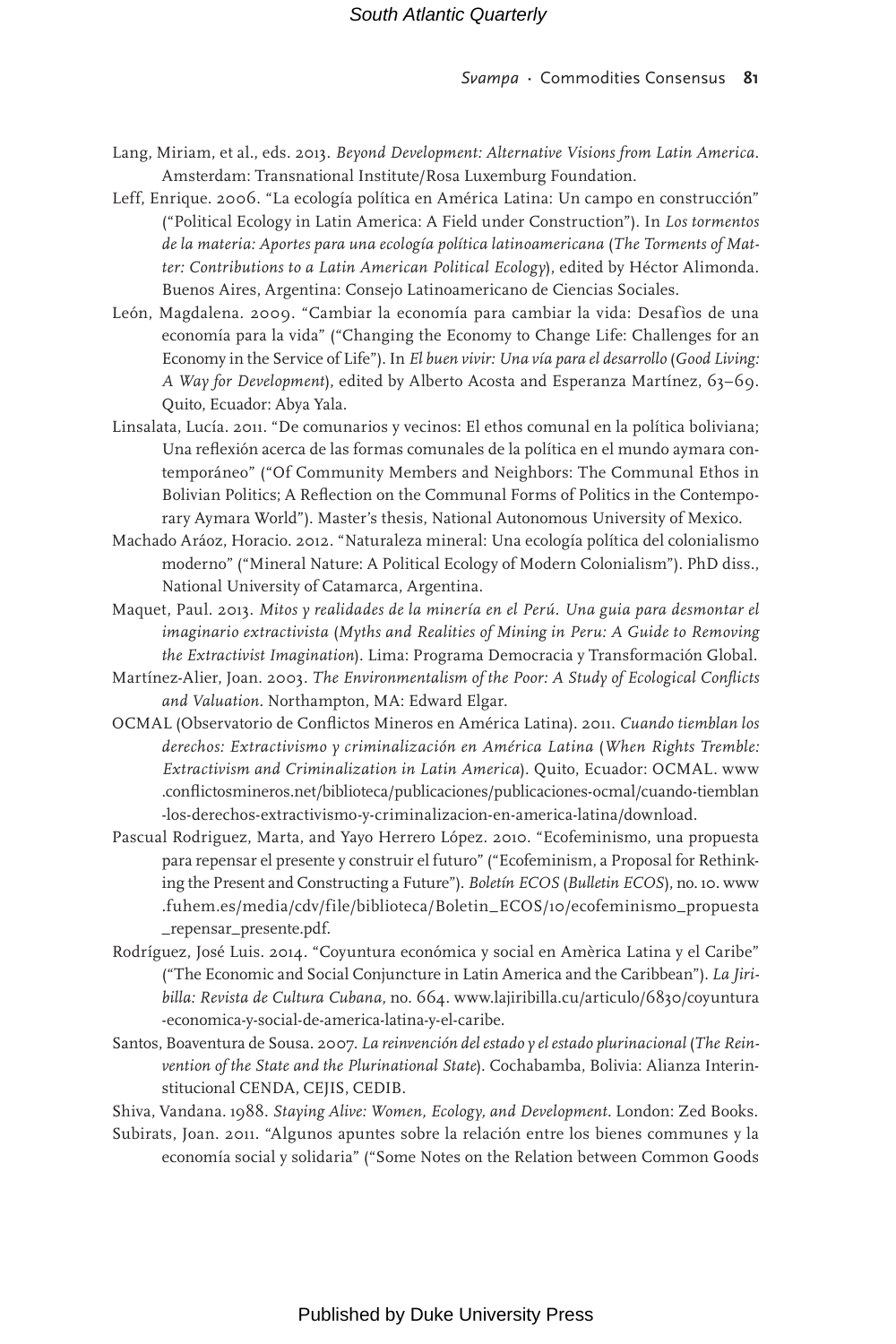Lang, Miriam, et al., eds. 2013. *Beyond Development: Alternative Visions from Latin America*. Amsterdam: Transnational Institute/Rosa Luxemburg Foundation.

Leff, Enrique. 2006. "La ecología política en América Latina: Un campo en construcción" ("Political Ecology in Latin America: A Field under Construction"). In *Los tormentos de la materia: Aportes para una ecología política latinoamericana* (*The Torments of Matter: Contributions to a Latin American Political Ecology*), edited by Héctor Alimonda. Buenos Aires, Argentina: Consejo Latinoamericano de Ciencias Sociales.

León, Magdalena. 2009. "Cambiar la economía para cambiar la vida: Desafìos de una economía para la vida" ("Changing the Economy to Change Life: Challenges for an Economy in the Service of Life"). In *El buen vivir: Una vía para el desarrollo* (*Good Living: A Way for Development*), edited by Alberto Acosta and Esperanza Martínez, 63–69. Quito, Ecuador: Abya Yala.

Linsalata, Lucía. 2011. "De comunarios y vecinos: El ethos comunal en la política boliviana; Una reflexión acerca de las formas comunales de la política en el mundo aymara contemporáneo" ("Of Community Members and Neighbors: The Communal Ethos in Bolivian Politics; A Reflection on the Communal Forms of Politics in the Contemporary Aymara World"). Master's thesis, National Autonomous University of Mexico.

Machado Aráoz, Horacio. 2012. "Naturaleza mineral: Una ecología política del colonialismo moderno" ("Mineral Nature: A Political Ecology of Modern Colonialism"). PhD diss., National University of Catamarca, Argentina.

Maquet, Paul. 2013. *Mitos y realidades de la minería en el Perú. Una guia para desmontar el imaginario extractivista* (*Myths and Realities of Mining in Peru: A Guide to Removing the Extractivist Imagination*). Lima: Programa Democracia y Transformación Global.

Martínez-Alier, Joan. 2003. *The Environmentalism of the Poor: A Study of Ecological Conflicts and Valuation*. Northampton, MA: Edward Elgar.

OCMAL (Observatorio de Conflictos Mineros en América Latina). 2011. *Cuando tiemblan los derechos: Extractivismo y criminalización en América Latina* (*When Rights Tremble: Extractivism and Criminalization in Latin America*). Quito, Ecuador: OCMAL. www.conflictosmineros.net/biblioteca/publicaciones/publicaciones-ocmal/cuando-tiemblan-los-derechos-extractivismo-y-criminalizacion-en-america-latina/download.

Pascual Rodriguez, Marta, and Yayo Herrero López. 2010. "Ecofeminismo, una propuesta para repensar el presente y construir el futuro" ("Ecofeminism, a Proposal for Rethinking the Present and Constructing a Future"). *Boletín ECOS* (*Bulletin ECOS*), no. 10. www.fuhem.es/media/cdv/file/biblioteca/Boletin_ECOS/10/ecofeminismo_propuesta_repensar_presente.pdf.

Rodríguez, José Luis. 2014. "Coyuntura económica y social en Amèrica Latina y el Caribe" ("The Economic and Social Conjuncture in Latin America and the Caribbean"). *La Jiribilla: Revista de Cultura Cubana*, no. 664. www.lajiribilla.cu/articulo/6830/coyuntura-economica-y-social-de-america-latina-y-el-caribe.

Santos, Boaventura de Sousa. 2007. *La reinvención del estado y el estado plurinacional* (*The Reinvention of the State and the Plurinational State*). Cochabamba, Bolivia: Alianza Interinstitucional CENDA, CEJIS, CEDIB.

Shiva, Vandana. 1988. *Staying Alive: Women, Ecology, and Development*. London: Zed Books.

Subirats, Joan. 2011. "Algunos apuntes sobre la relación entre los bienes communes y la economía social y solidaria" ("Some Notes on the Relation between Common Goods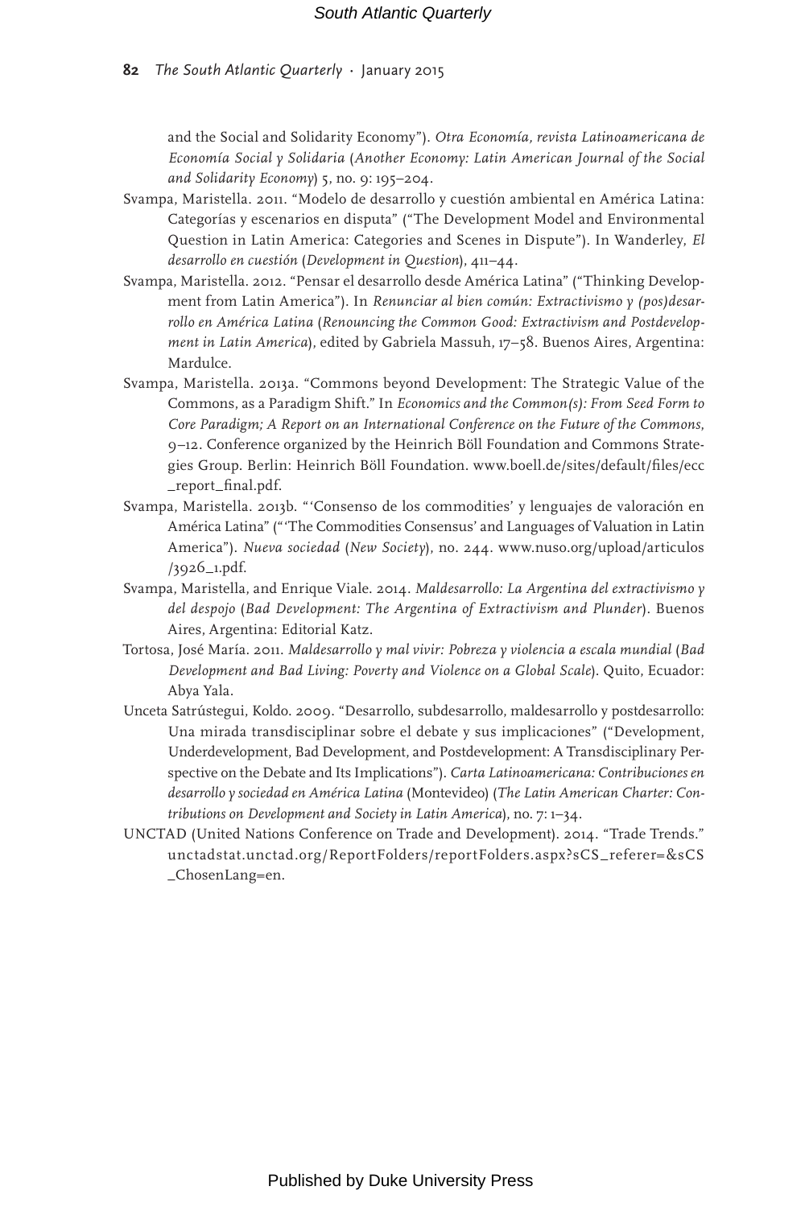and the Social and Solidarity Economy"). *Otra Economía, revista Latinoamericana de Economía Social y Solidaria* (*Another Economy: Latin American Journal of the Social and Solidarity Economy*) 5, no. 9: 195–204.

Svampa, Maristella. 2011. "Modelo de desarrollo y cuestión ambiental en América Latina: Categorías y escenarios en disputa" ("The Development Model and Environmental Question in Latin America: Categories and Scenes in Dispute"). In Wanderley, *El desarrollo en cuestión* (*Development in Question*), 411–44.

Svampa, Maristella. 2012. "Pensar el desarrollo desde América Latina" ("Thinking Development from Latin America"). In *Renunciar al bien común: Extractivismo y (pos)desarrollo en América Latina* (*Renouncing the Common Good: Extractivism and Postdevelopment in Latin America*), edited by Gabriela Massuh, 17–58. Buenos Aires, Argentina: Mardulce.

Svampa, Maristella. 2013a. "Commons beyond Development: The Strategic Value of the Commons, as a Paradigm Shift." In *Economics and the Common(s): From Seed Form to Core Paradigm; A Report on an International Conference on the Future of the Commons*, 9–12. Conference organized by the Heinrich Böll Foundation and Commons Strategies Group. Berlin: Heinrich Böll Foundation. www.boell.de/sites/default/files/ecc_report_final.pdf.

Svampa, Maristella. 2013b. "'Consenso de los commodities' y lenguajes de valoración en América Latina" ("'The Commodities Consensus' and Languages of Valuation in Latin America"). *Nueva sociedad* (*New Society*), no. 244. www.nuso.org/upload/articulos/3926_1.pdf.

Svampa, Maristella, and Enrique Viale. 2014. *Maldesarrollo: La Argentina del extractivismo y del despojo* (*Bad Development: The Argentina of Extractivism and Plunder*). Buenos Aires, Argentina: Editorial Katz.

Tortosa, José María. 2011. *Maldesarrollo y mal vivir: Pobreza y violencia a escala mundial* (*Bad Development and Bad Living: Poverty and Violence on a Global Scale*). Quito, Ecuador: Abya Yala.

Unceta Satrústegui, Koldo. 2009. "Desarrollo, subdesarrollo, maldesarrollo y postdesarrollo: Una mirada transdisciplinar sobre el debate y sus implicaciones" ("Development, Underdevelopment, Bad Development, and Postdevelopment: A Transdisciplinary Perspective on the Debate and Its Implications"). *Carta Latinoamericana: Contribuciones en desarrollo y sociedad en América Latina* (Montevideo) (*The Latin American Charter: Contributions on Development and Society in Latin America*), no. 7: 1–34.

UNCTAD (United Nations Conference on Trade and Development). 2014. "Trade Trends." unctadstat.unctad.org/ReportFolders/reportFolders.aspx?sCS_referer=&sCS_ChosenLang=en.